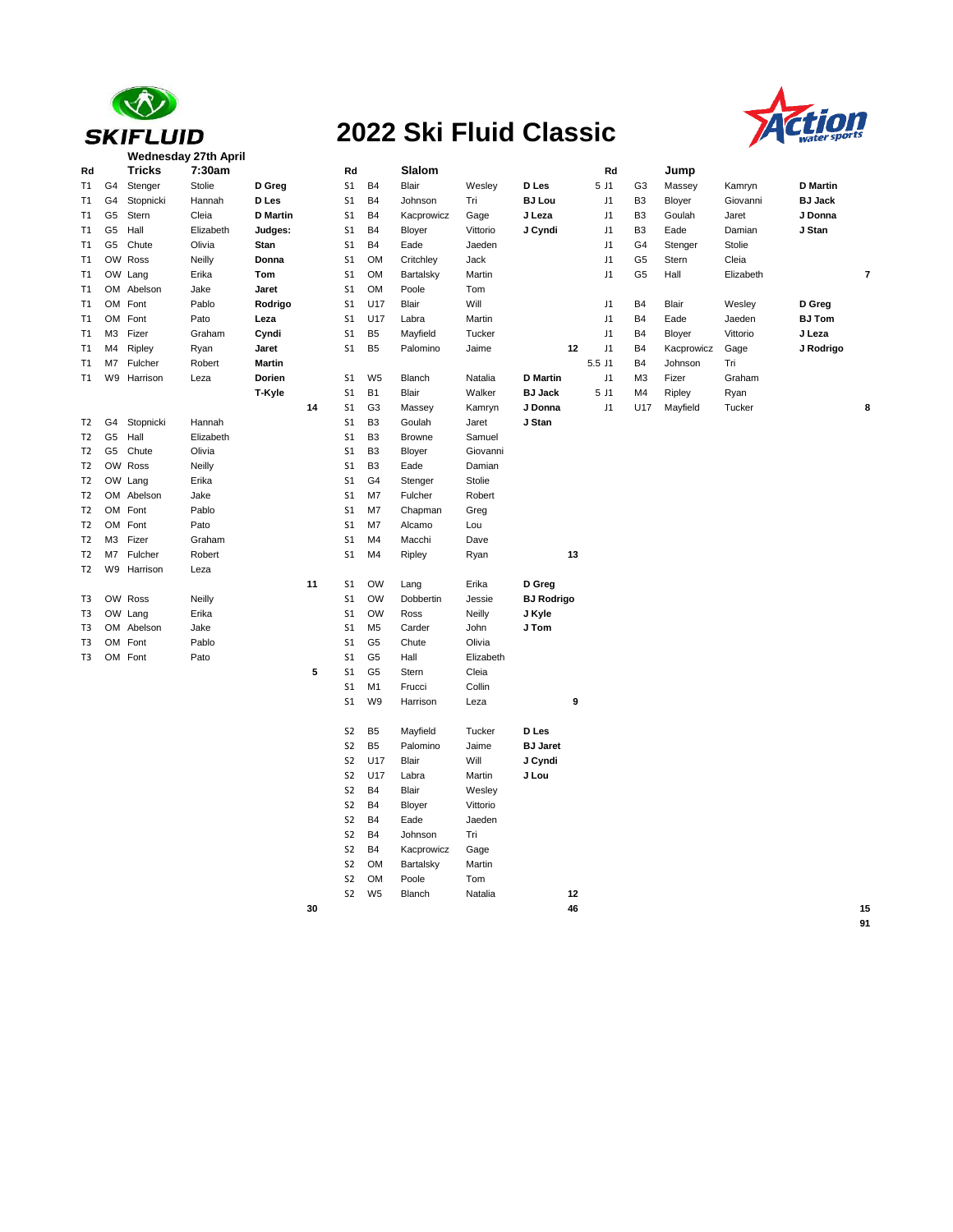# 2022 Ski Fluid Classic

SKIFLUID

Action water sports

**Wednesday 27th April**

## Tricks — 7:30am

| Rd | | Tricks | 7:30am | | |
|---|---|---|---|---|---|
| T1 | G4 | Stenger | Stolie | **D Greg** | |
| T1 | G4 | Stopnicki | Hannah | **D Les** | |
| T1 | G5 | Stern | Cleia | **D Martin** | |
| T1 | G5 | Hall | Elizabeth | **Judges:** | |
| T1 | G5 | Chute | Olivia | **Stan** | |
| T1 | OW | Ross | Neilly | **Donna** | |
| T1 | OW | Lang | Erika | **Tom** | |
| T1 | OM | Abelson | Jake | **Jaret** | |
| T1 | OM | Font | Pablo | **Rodrigo** | |
| T1 | OM | Font | Pato | **Leza** | |
| T1 | M3 | Fizer | Graham | **Cyndi** | |
| T1 | M4 | Ripley | Ryan | **Jaret** | |
| T1 | M7 | Fulcher | Robert | **Martin** | |
| T1 | W9 | Harrison | Leza | **Dorien** | |
| | | | | **T-Kyle** | |
| | | | | | 14 |
| T2 | G4 | Stopnicki | Hannah | | |
| T2 | G5 | Hall | Elizabeth | | |
| T2 | G5 | Chute | Olivia | | |
| T2 | OW | Ross | Neilly | | |
| T2 | OW | Lang | Erika | | |
| T2 | OM | Abelson | Jake | | |
| T2 | OM | Font | Pablo | | |
| T2 | OM | Font | Pato | | |
| T2 | M3 | Fizer | Graham | | |
| T2 | M7 | Fulcher | Robert | | |
| T2 | W9 | Harrison | Leza | | |
| | | | | | 11 |
| T3 | OW | Ross | Neilly | | |
| T3 | OW | Lang | Erika | | |
| T3 | OM | Abelson | Jake | | |
| T3 | OM | Font | Pablo | | |
| T3 | OM | Font | Pato | | |
| | | | | | 5 |
| | | | | | 30 |

## Slalom

| Rd | | Slalom | | | |
|---|---|---|---|---|---|
| S1 | B4 | Blair | Wesley | **D Les** | |
| S1 | B4 | Johnson | Tri | **BJ Lou** | |
| S1 | B4 | Kacprowicz | Gage | **J Leza** | |
| S1 | B4 | Bloyer | Vittorio | **J Cyndi** | |
| S1 | B4 | Eade | Jaeden | | |
| S1 | OM | Critchley | Jack | | |
| S1 | OM | Bartalsky | Martin | | |
| S1 | OM | Poole | Tom | | |
| S1 | U17 | Blair | Will | | |
| S1 | U17 | Labra | Martin | | |
| S1 | B5 | Mayfield | Tucker | | |
| S1 | B5 | Palomino | Jaime | | 12 |
| S1 | W5 | Blanch | Natalia | **D Martin** | |
| S1 | B1 | Blair | Walker | **BJ Jack** | |
| S1 | G3 | Massey | Kamryn | **J Donna** | |
| S1 | B3 | Goulah | Jaret | **J Stan** | |
| S1 | B3 | Browne | Samuel | | |
| S1 | B3 | Bloyer | Giovanni | | |
| S1 | B3 | Eade | Damian | | |
| S1 | G4 | Stenger | Stolie | | |
| S1 | M7 | Fulcher | Robert | | |
| S1 | M7 | Chapman | Greg | | |
| S1 | M7 | Alcamo | Lou | | |
| S1 | M4 | Macchi | Dave | | |
| S1 | M4 | Ripley | Ryan | | 13 |
| S1 | OW | Lang | Erika | **D Greg** | |
| S1 | OW | Dobbertin | Jessie | **BJ Rodrigo** | |
| S1 | OW | Ross | Neilly | **J Kyle** | |
| S1 | M5 | Carder | John | **J Tom** | |
| S1 | G5 | Chute | Olivia | | |
| S1 | G5 | Hall | Elizabeth | | |
| S1 | G5 | Stern | Cleia | | |
| S1 | M1 | Frucci | Collin | | |
| S1 | W9 | Harrison | Leza | | 9 |
| S2 | B5 | Mayfield | Tucker | **D Les** | |
| S2 | B5 | Palomino | Jaime | **BJ Jaret** | |
| S2 | U17 | Blair | Will | **J Cyndi** | |
| S2 | U17 | Labra | Martin | **J Lou** | |
| S2 | B4 | Blair | Wesley | | |
| S2 | B4 | Bloyer | Vittorio | | |
| S2 | B4 | Eade | Jaeden | | |
| S2 | B4 | Johnson | Tri | | |
| S2 | B4 | Kacprowicz | Gage | | |
| S2 | OM | Bartalsky | Martin | | |
| S2 | OM | Poole | Tom | | |
| S2 | W5 | Blanch | Natalia | | 12 |
| | | | | | 46 |

## Jump

| | Rd | | Jump | | | |
|---|---|---|---|---|---|---|
| 5 | J1 | G3 | Massey | Kamryn | **D Martin** | |
| | J1 | B3 | Bloyer | Giovanni | **BJ Jack** | |
| | J1 | B3 | Goulah | Jaret | **J Donna** | |
| | J1 | B3 | Eade | Damian | **J Stan** | |
| | J1 | G4 | Stenger | Stolie | | |
| | J1 | G5 | Stern | Cleia | | |
| | J1 | G5 | Hall | Elizabeth | | 7 |
| | J1 | B4 | Blair | Wesley | **D Greg** | |
| | J1 | B4 | Eade | Jaeden | **BJ Tom** | |
| | J1 | B4 | Bloyer | Vittorio | **J Leza** | |
| | J1 | B4 | Kacprowicz | Gage | **J Rodrigo** | |
| 5.5 | J1 | B4 | Johnson | Tri | | |
| | J1 | M3 | Fizer | Graham | | |
| 5 | J1 | M4 | Ripley | Ryan | | |
| | J1 | U17 | Mayfield | Tucker | | 8 |
| | | | | | | 15 |
| | | | | | | 91 |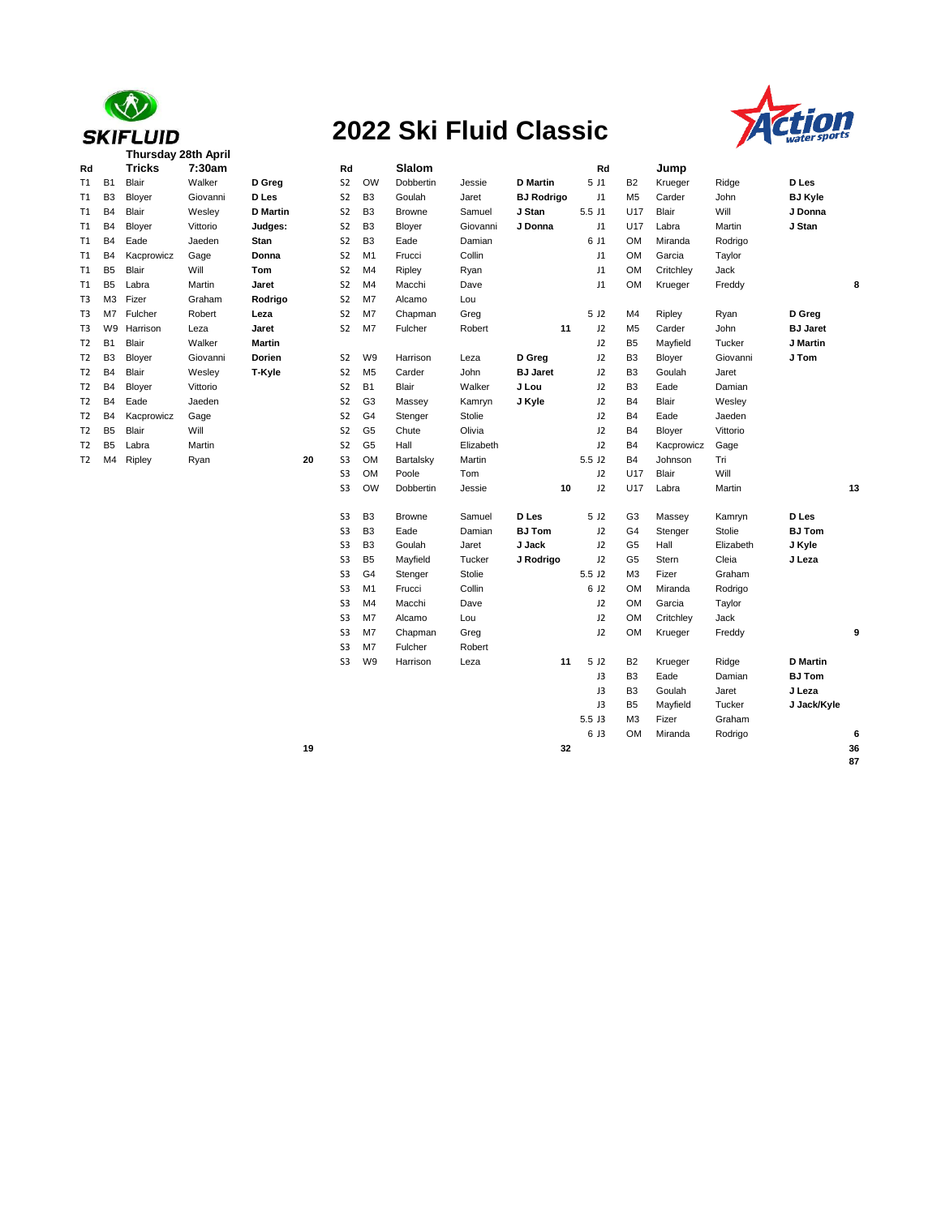SKIFLUID

# 2022 Ski Fluid Classic

Action water sports

**Thursday 28th April**

## Tricks 7:30am

| Rd | | | | | |
|---|---|---|---|---|---|
| T1 | B1 | Blair | Walker | **D Greg** | |
| T1 | B3 | Bloyer | Giovanni | **D Les** | |
| T1 | B4 | Blair | Wesley | **D Martin** | |
| T1 | B4 | Bloyer | Vittorio | **Judges:** | |
| T1 | B4 | Eade | Jaeden | **Stan** | |
| T1 | B4 | Kacprowicz | Gage | **Donna** | |
| T1 | B5 | Blair | Will | **Tom** | |
| T1 | B5 | Labra | Martin | **Jaret** | |
| T3 | M3 | Fizer | Graham | **Rodrigo** | |
| T3 | M7 | Fulcher | Robert | **Leza** | |
| T3 | W9 | Harrison | Leza | **Jaret** | |
| T2 | B1 | Blair | Walker | **Martin** | |
| T2 | B3 | Bloyer | Giovanni | **Dorien** | |
| T2 | B4 | Blair | Wesley | **T-Kyle** | |
| T2 | B4 | Bloyer | Vittorio | | |
| T2 | B4 | Eade | Jaeden | | |
| T2 | B4 | Kacprowicz | Gage | | |
| T2 | B5 | Blair | Will | | |
| T2 | B5 | Labra | Martin | | |
| T2 | M4 | Ripley | Ryan | | **20** |
| | | | | | **19** |

## Slalom

| Rd | | | | | | |
|---|---|---|---|---|---|---|
| S2 | OW | Dobbertin | Jessie | **D Martin** | | 5 |
| S2 | B3 | Goulah | Jaret | **BJ Rodrigo** | | |
| S2 | B3 | Browne | Samuel | **J Stan** | | 5.5 |
| S2 | B3 | Bloyer | Giovanni | **J Donna** | | |
| S2 | B3 | Eade | Damian | | | 6 |
| S2 | M1 | Frucci | Collin | | | |
| S2 | M4 | Ripley | Ryan | | | |
| S2 | M4 | Macchi | Dave | | | |
| S2 | M7 | Alcamo | Lou | | | |
| S2 | M7 | Chapman | Greg | | | 5 |
| S2 | M7 | Fulcher | Robert | | **11** | |
| | | | | | | |
| S2 | W9 | Harrison | Leza | **D Greg** | | |
| S2 | M5 | Carder | John | **BJ Jaret** | | |
| S2 | B1 | Blair | Walker | **J Lou** | | |
| S2 | G3 | Massey | Kamryn | **J Kyle** | | |
| S2 | G4 | Stenger | Stolie | | | |
| S2 | G5 | Chute | Olivia | | | |
| S2 | G5 | Hall | Elizabeth | | | |
| S3 | OM | Bartalsky | Martin | | | 5.5 |
| S3 | OM | Poole | Tom | | | |
| S3 | OW | Dobbertin | Jessie | | **10** | |
| | | | | | | |
| S3 | B3 | Browne | Samuel | **D Les** | | 5 |
| S3 | B3 | Eade | Damian | **BJ Tom** | | |
| S3 | B3 | Goulah | Jaret | **J Jack** | | |
| S3 | B5 | Mayfield | Tucker | **J Rodrigo** | | |
| S3 | G4 | Stenger | Stolie | | | 5.5 |
| S3 | M1 | Frucci | Collin | | | 6 |
| S3 | M4 | Macchi | Dave | | | |
| S3 | M7 | Alcamo | Lou | | | |
| S3 | M7 | Chapman | Greg | | | |
| S3 | M7 | Fulcher | Robert | | | |
| S3 | W9 | Harrison | Leza | | **11** | 5 |
| | | | | | | |
| | | | | | | 5.5 |
| | | | | | | 6 |
| | | | | | **32** | |

## Jump

| Rd | | | | | | |
|---|---|---|---|---|---|---|
| J1 | B2 | Krueger | Ridge | **D Les** | |
| J1 | M5 | Carder | John | **BJ Kyle** | |
| J1 | U17 | Blair | Will | **J Donna** | |
| J1 | U17 | Labra | Martin | **J Stan** | |
| J1 | OM | Miranda | Rodrigo | | |
| J1 | OM | Garcia | Taylor | | |
| J1 | OM | Critchley | Jack | | |
| J1 | OM | Krueger | Freddy | | **8** |
| | | | | | |
| J2 | M4 | Ripley | Ryan | **D Greg** | |
| J2 | M5 | Carder | John | **BJ Jaret** | |
| J2 | B5 | Mayfield | Tucker | **J Martin** | |
| J2 | B3 | Bloyer | Giovanni | **J Tom** | |
| J2 | B3 | Goulah | Jaret | | |
| J2 | B3 | Eade | Damian | | |
| J2 | B4 | Blair | Wesley | | |
| J2 | B4 | Eade | Jaeden | | |
| J2 | B4 | Bloyer | Vittorio | | |
| J2 | B4 | Kacprowicz | Gage | | |
| J2 | B4 | Johnson | Tri | | |
| J2 | U17 | Blair | Will | | |
| J2 | U17 | Labra | Martin | | **13** |
| | | | | | |
| J2 | G3 | Massey | Kamryn | **D Les** | |
| J2 | G4 | Stenger | Stolie | **BJ Tom** | |
| J2 | G5 | Hall | Elizabeth | **J Kyle** | |
| J2 | G5 | Stern | Cleia | **J Leza** | |
| J2 | M3 | Fizer | Graham | | |
| J2 | OM | Miranda | Rodrigo | | |
| J2 | OM | Garcia | Taylor | | |
| J2 | OM | Critchley | Jack | | |
| J2 | OM | Krueger | Freddy | | **9** |
| | | | | | |
| J2 | B2 | Krueger | Ridge | **D Martin** | |
| J3 | B3 | Eade | Damian | **BJ Tom** | |
| J3 | B3 | Goulah | Jaret | **J Leza** | |
| J3 | B5 | Mayfield | Tucker | **J Jack/Kyle** | |
| J3 | M3 | Fizer | Graham | | |
| J3 | OM | Miranda | Rodrigo | | **6** |
| | | | | | **36** |
| | | | | | **87** |